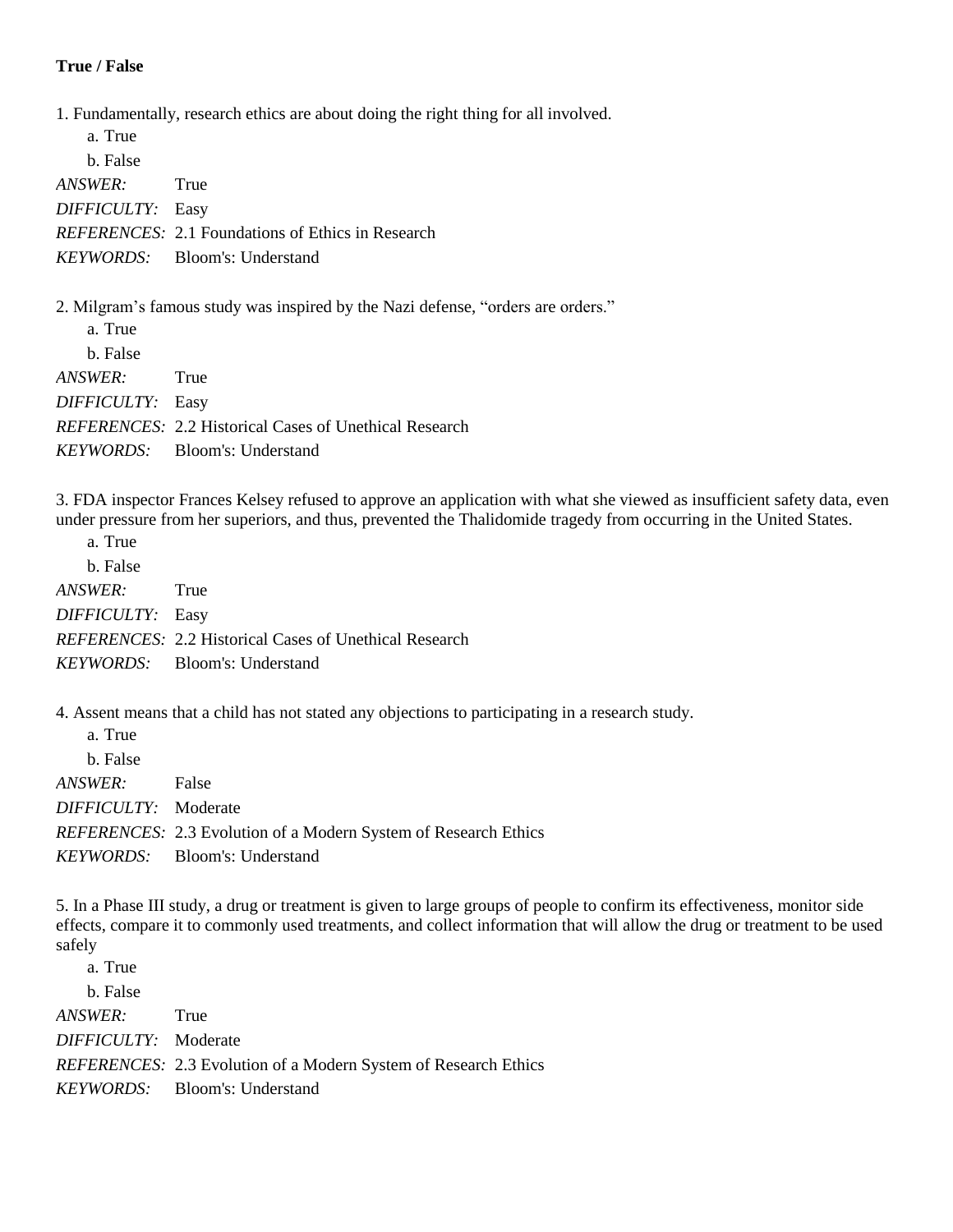**True / False**

1. Fundamentally, research ethics are about doing the right thing for all involved.

   a. True

   b. False

*ANSWER:* True

*DIFFICULTY:* Easy

*REFERENCES:* 2.1 Foundations of Ethics in Research

*KEYWORDS:* Bloom's: Understand

2. Milgram's famous study was inspired by the Nazi defense, "orders are orders."

   a. True

   b. False

*ANSWER:* True

*DIFFICULTY:* Easy

*REFERENCES:* 2.2 Historical Cases of Unethical Research

*KEYWORDS:* Bloom's: Understand

3. FDA inspector Frances Kelsey refused to approve an application with what she viewed as insufficient safety data, even under pressure from her superiors, and thus, prevented the Thalidomide tragedy from occurring in the United States.

   a. True

   b. False

*ANSWER:* True

*DIFFICULTY:* Easy

*REFERENCES:* 2.2 Historical Cases of Unethical Research

*KEYWORDS:* Bloom's: Understand

4. Assent means that a child has not stated any objections to participating in a research study.

   a. True

   b. False

*ANSWER:* False

*DIFFICULTY:* Moderate

*REFERENCES:* 2.3 Evolution of a Modern System of Research Ethics

*KEYWORDS:* Bloom's: Understand

5. In a Phase III study, a drug or treatment is given to large groups of people to confirm its effectiveness, monitor side effects, compare it to commonly used treatments, and collect information that will allow the drug or treatment to be used safely

   a. True

   b. False

*ANSWER:* True

*DIFFICULTY:* Moderate

*REFERENCES:* 2.3 Evolution of a Modern System of Research Ethics

*KEYWORDS:* Bloom's: Understand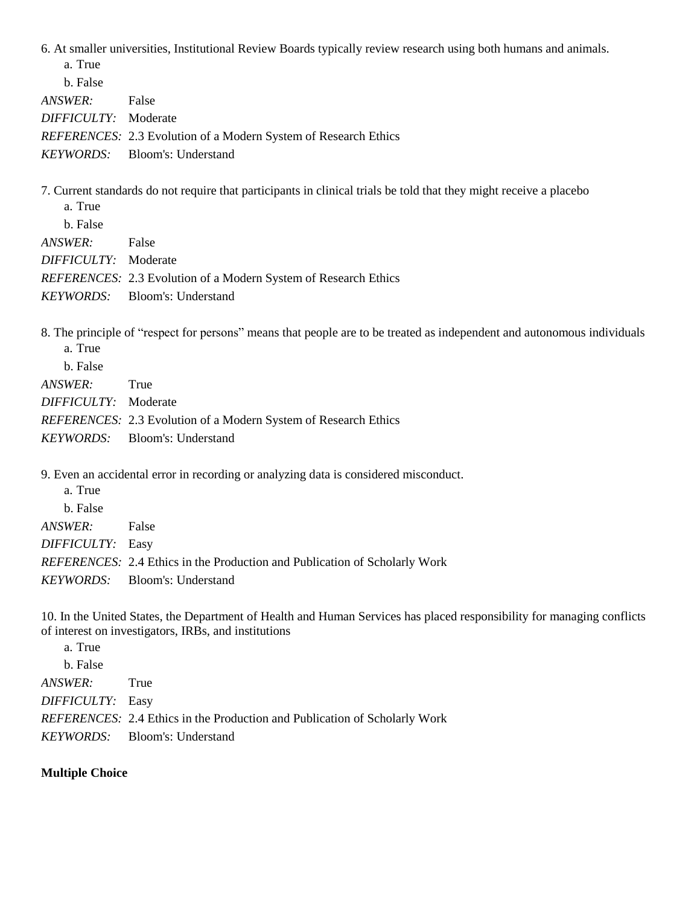6. At smaller universities, Institutional Review Boards typically review research using both humans and animals.

a. True
b. False

*ANSWER:* False
*DIFFICULTY:* Moderate
*REFERENCES:* 2.3 Evolution of a Modern System of Research Ethics
*KEYWORDS:* Bloom's: Understand

7. Current standards do not require that participants in clinical trials be told that they might receive a placebo

a. True
b. False

*ANSWER:* False
*DIFFICULTY:* Moderate
*REFERENCES:* 2.3 Evolution of a Modern System of Research Ethics
*KEYWORDS:* Bloom's: Understand

8. The principle of "respect for persons" means that people are to be treated as independent and autonomous individuals

a. True
b. False

*ANSWER:* True
*DIFFICULTY:* Moderate
*REFERENCES:* 2.3 Evolution of a Modern System of Research Ethics
*KEYWORDS:* Bloom's: Understand

9. Even an accidental error in recording or analyzing data is considered misconduct.

a. True
b. False

*ANSWER:* False
*DIFFICULTY:* Easy
*REFERENCES:* 2.4 Ethics in the Production and Publication of Scholarly Work
*KEYWORDS:* Bloom's: Understand

10. In the United States, the Department of Health and Human Services has placed responsibility for managing conflicts of interest on investigators, IRBs, and institutions

a. True
b. False

*ANSWER:* True
*DIFFICULTY:* Easy
*REFERENCES:* 2.4 Ethics in the Production and Publication of Scholarly Work
*KEYWORDS:* Bloom's: Understand

**Multiple Choice**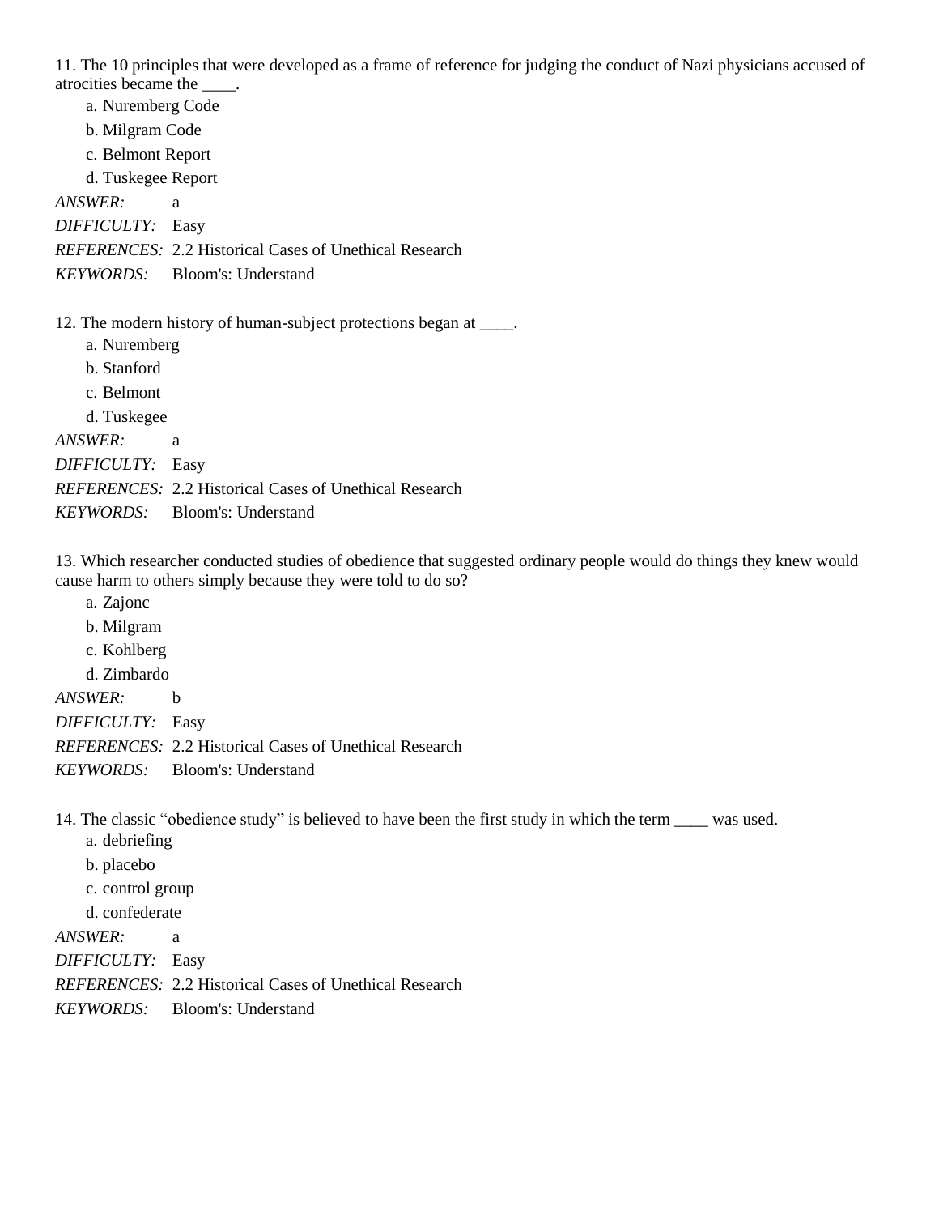11. The 10 principles that were developed as a frame of reference for judging the conduct of Nazi physicians accused of atrocities became the ____.

a. Nuremberg Code

b. Milgram Code

c. Belmont Report

d. Tuskegee Report

*ANSWER:* a

*DIFFICULTY:* Easy

*REFERENCES:* 2.2 Historical Cases of Unethical Research

*KEYWORDS:* Bloom's: Understand

12. The modern history of human-subject protections began at ____.

a. Nuremberg

b. Stanford

c. Belmont

d. Tuskegee

*ANSWER:* a

*DIFFICULTY:* Easy

*REFERENCES:* 2.2 Historical Cases of Unethical Research

*KEYWORDS:* Bloom's: Understand

13. Which researcher conducted studies of obedience that suggested ordinary people would do things they knew would cause harm to others simply because they were told to do so?

a. Zajonc

b. Milgram

c. Kohlberg

d. Zimbardo

*ANSWER:* b

*DIFFICULTY:* Easy

*REFERENCES:* 2.2 Historical Cases of Unethical Research

*KEYWORDS:* Bloom's: Understand

14. The classic "obedience study" is believed to have been the first study in which the term ____ was used.

a. debriefing

b. placebo

c. control group

d. confederate

*ANSWER:* a

*DIFFICULTY:* Easy

*REFERENCES:* 2.2 Historical Cases of Unethical Research

*KEYWORDS:* Bloom's: Understand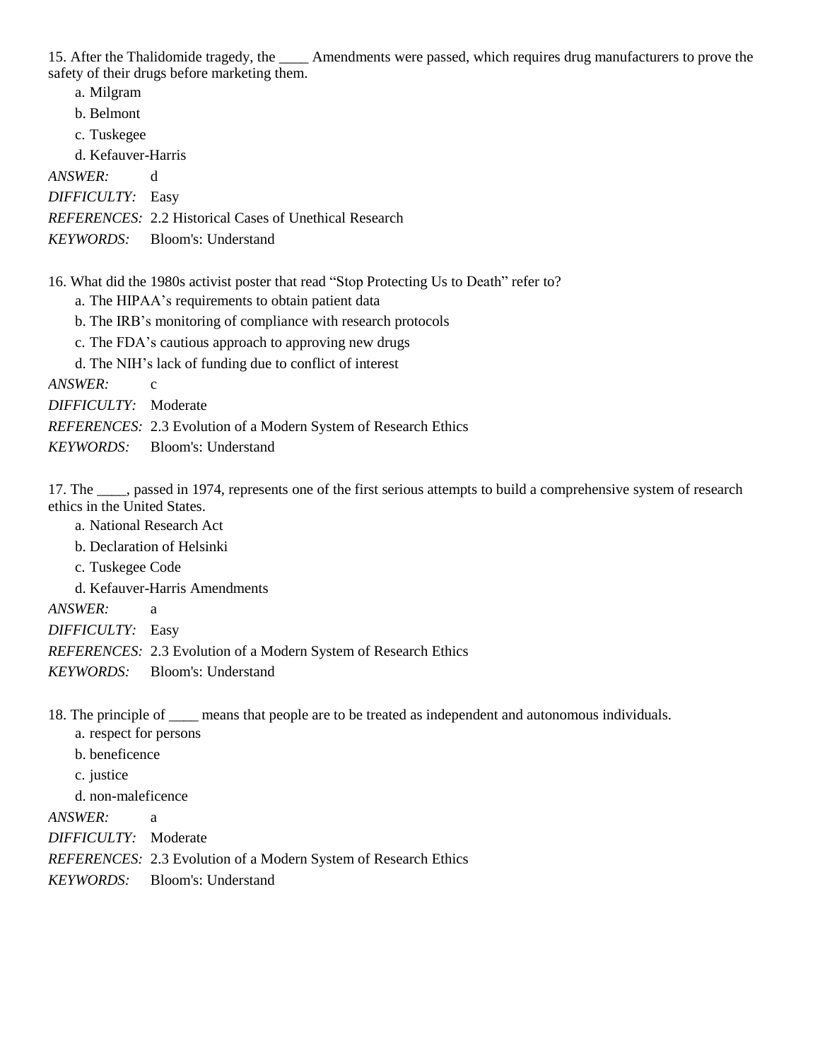15. After the Thalidomide tragedy, the ____ Amendments were passed, which requires drug manufacturers to prove the safety of their drugs before marketing them.

a. Milgram

b. Belmont

c. Tuskegee

d. Kefauver-Harris

*ANSWER:* d

*DIFFICULTY:* Easy

*REFERENCES:* 2.2 Historical Cases of Unethical Research

*KEYWORDS:* Bloom's: Understand

16. What did the 1980s activist poster that read "Stop Protecting Us to Death" refer to?

a. The HIPAA's requirements to obtain patient data

b. The IRB's monitoring of compliance with research protocols

c. The FDA's cautious approach to approving new drugs

d. The NIH's lack of funding due to conflict of interest

*ANSWER:* c

*DIFFICULTY:* Moderate

*REFERENCES:* 2.3 Evolution of a Modern System of Research Ethics

*KEYWORDS:* Bloom's: Understand

17. The ____, passed in 1974, represents one of the first serious attempts to build a comprehensive system of research ethics in the United States.

a. National Research Act

b. Declaration of Helsinki

c. Tuskegee Code

d. Kefauver-Harris Amendments

*ANSWER:* a

*DIFFICULTY:* Easy

*REFERENCES:* 2.3 Evolution of a Modern System of Research Ethics

*KEYWORDS:* Bloom's: Understand

18. The principle of ____ means that people are to be treated as independent and autonomous individuals.

a. respect for persons

b. beneficence

c. justice

d. non-maleficence

*ANSWER:* a

*DIFFICULTY:* Moderate

*REFERENCES:* 2.3 Evolution of a Modern System of Research Ethics

*KEYWORDS:* Bloom's: Understand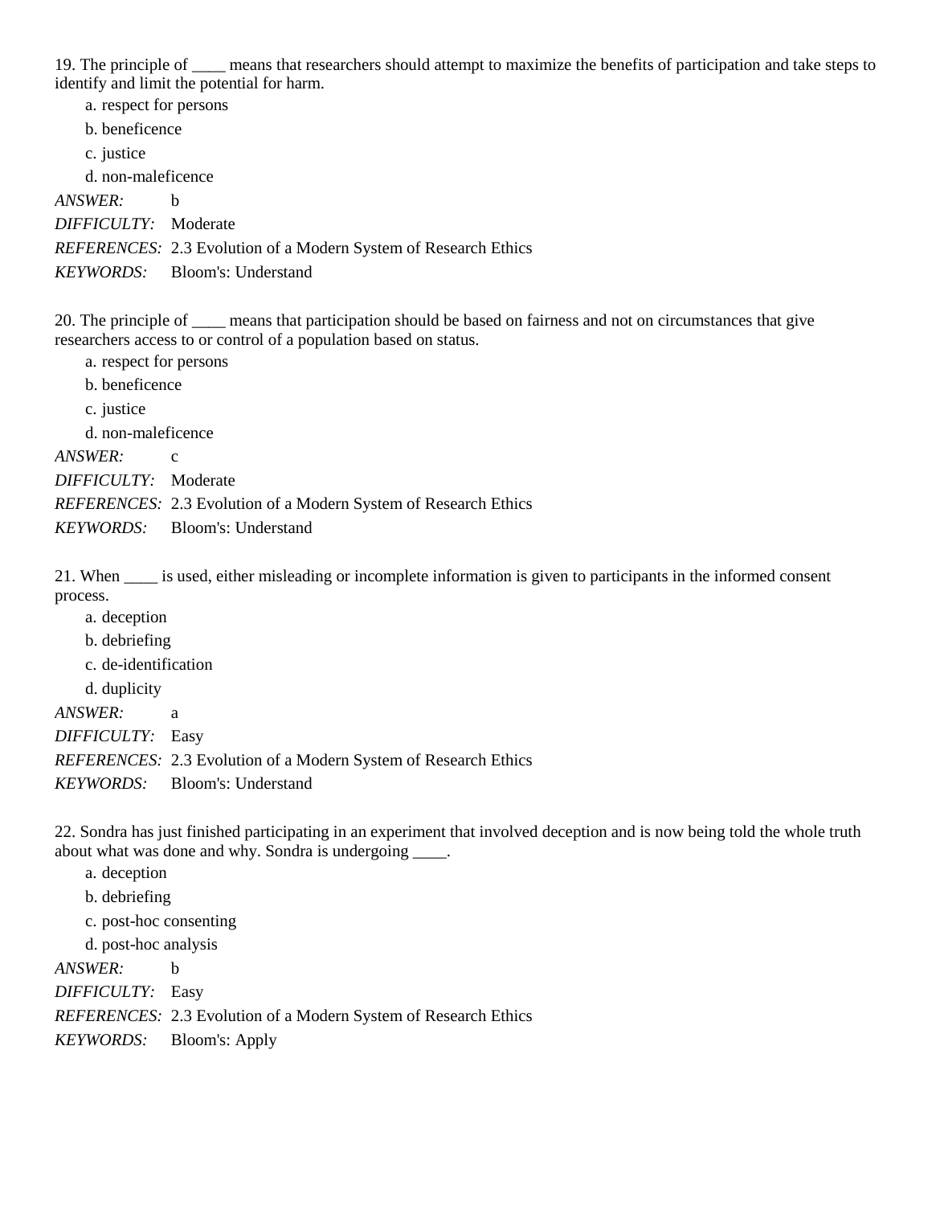19. The principle of ____ means that researchers should attempt to maximize the benefits of participation and take steps to identify and limit the potential for harm.

a. respect for persons

b. beneficence

c. justice

d. non-maleficence

*ANSWER:* b

*DIFFICULTY:* Moderate

*REFERENCES:* 2.3 Evolution of a Modern System of Research Ethics

*KEYWORDS:* Bloom's: Understand

20. The principle of ____ means that participation should be based on fairness and not on circumstances that give researchers access to or control of a population based on status.

a. respect for persons

b. beneficence

c. justice

d. non-maleficence

*ANSWER:* c

*DIFFICULTY:* Moderate

*REFERENCES:* 2.3 Evolution of a Modern System of Research Ethics

*KEYWORDS:* Bloom's: Understand

21. When ____ is used, either misleading or incomplete information is given to participants in the informed consent process.

a. deception

b. debriefing

c. de-identification

d. duplicity

*ANSWER:* a

*DIFFICULTY:* Easy

*REFERENCES:* 2.3 Evolution of a Modern System of Research Ethics

*KEYWORDS:* Bloom's: Understand

22. Sondra has just finished participating in an experiment that involved deception and is now being told the whole truth about what was done and why. Sondra is undergoing ____.

a. deception

b. debriefing

c. post-hoc consenting

d. post-hoc analysis

*ANSWER:* b

*DIFFICULTY:* Easy

*REFERENCES:* 2.3 Evolution of a Modern System of Research Ethics

*KEYWORDS:* Bloom's: Apply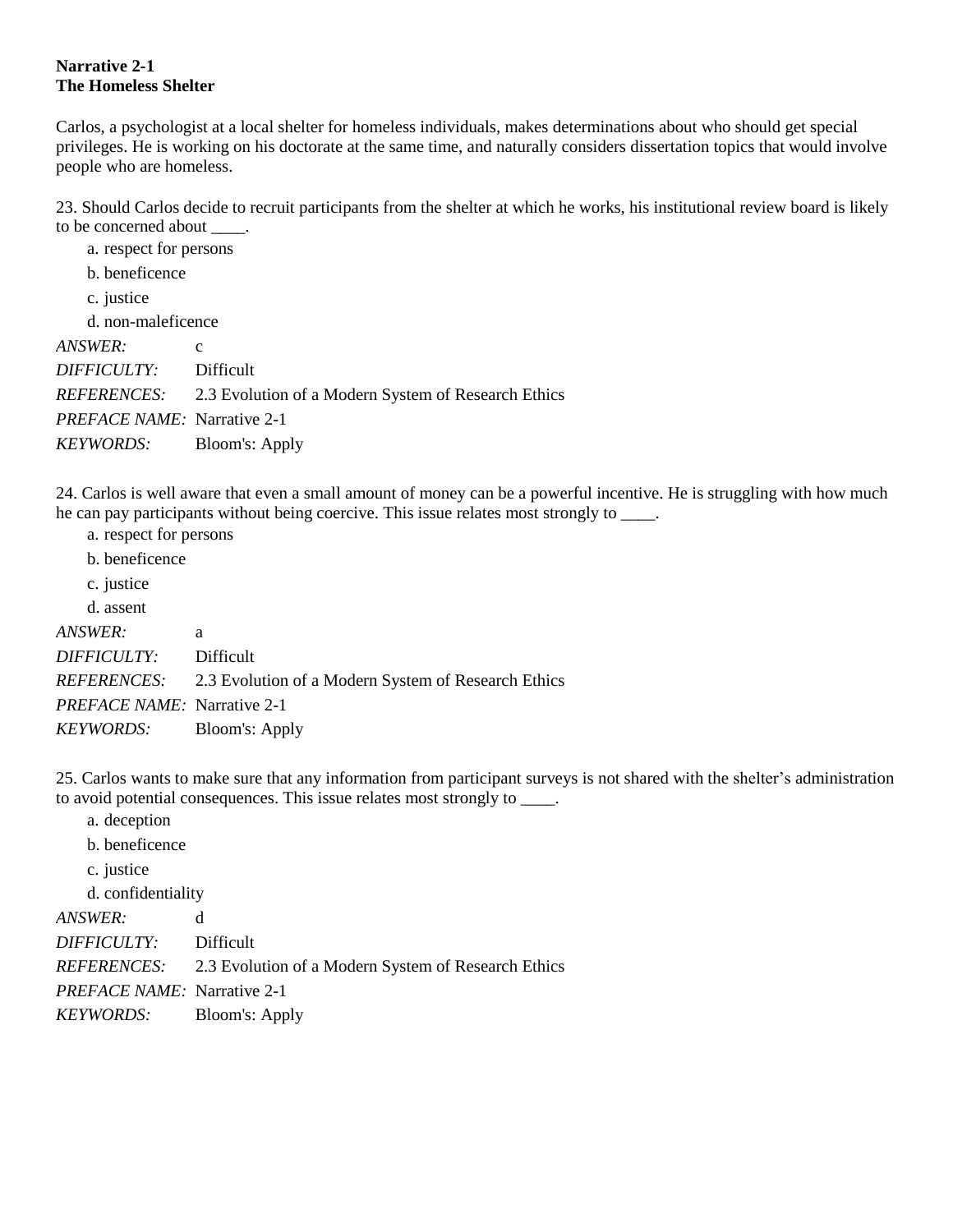**Narrative 2-1**
**The Homeless Shelter**

Carlos, a psychologist at a local shelter for homeless individuals, makes determinations about who should get special privileges. He is working on his doctorate at the same time, and naturally considers dissertation topics that would involve people who are homeless.

23. Should Carlos decide to recruit participants from the shelter at which he works, his institutional review board is likely to be concerned about ____.

a. respect for persons
b. beneficence
c. justice
d. non-maleficence

| | |
|---|---|
| *ANSWER:* | c |
| *DIFFICULTY:* | Difficult |
| *REFERENCES:* | 2.3 Evolution of a Modern System of Research Ethics |
| *PREFACE NAME:* | Narrative 2-1 |
| *KEYWORDS:* | Bloom's: Apply |

24. Carlos is well aware that even a small amount of money can be a powerful incentive. He is struggling with how much he can pay participants without being coercive. This issue relates most strongly to ____.

a. respect for persons
b. beneficence
c. justice
d. assent

| | |
|---|---|
| *ANSWER:* | a |
| *DIFFICULTY:* | Difficult |
| *REFERENCES:* | 2.3 Evolution of a Modern System of Research Ethics |
| *PREFACE NAME:* | Narrative 2-1 |
| *KEYWORDS:* | Bloom's: Apply |

25. Carlos wants to make sure that any information from participant surveys is not shared with the shelter's administration to avoid potential consequences. This issue relates most strongly to ____.

a. deception
b. beneficence
c. justice
d. confidentiality

| | |
|---|---|
| *ANSWER:* | d |
| *DIFFICULTY:* | Difficult |
| *REFERENCES:* | 2.3 Evolution of a Modern System of Research Ethics |
| *PREFACE NAME:* | Narrative 2-1 |
| *KEYWORDS:* | Bloom's: Apply |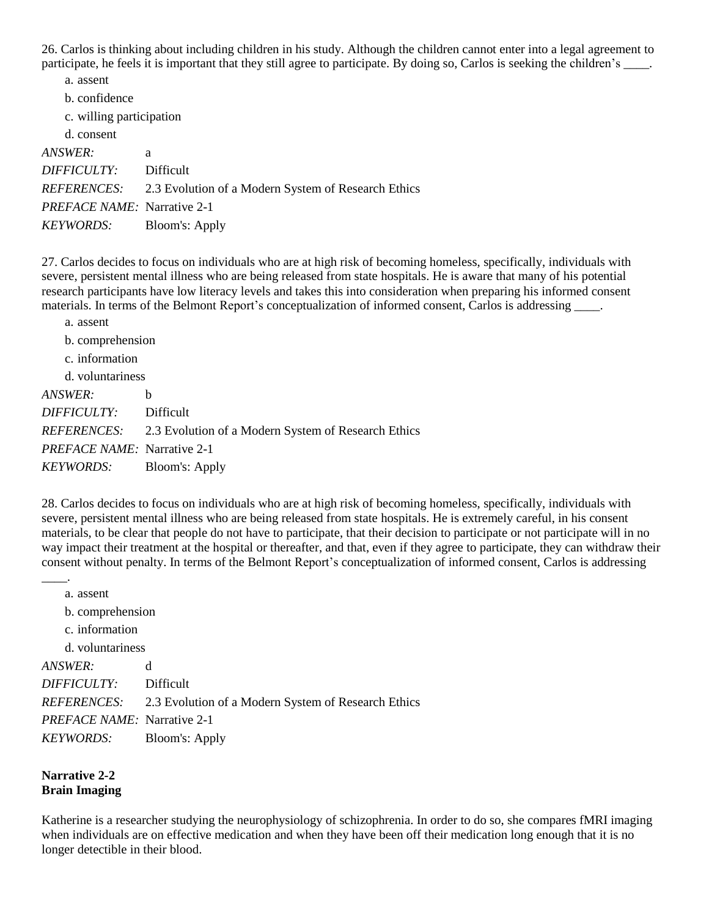26. Carlos is thinking about including children in his study. Although the children cannot enter into a legal agreement to participate, he feels it is important that they still agree to participate. By doing so, Carlos is seeking the children's ____.

a. assent

b. confidence

c. willing participation

d. consent

*ANSWER:* a

*DIFFICULTY:* Difficult

*REFERENCES:* 2.3 Evolution of a Modern System of Research Ethics

*PREFACE NAME:* Narrative 2-1

*KEYWORDS:* Bloom's: Apply

27. Carlos decides to focus on individuals who are at high risk of becoming homeless, specifically, individuals with severe, persistent mental illness who are being released from state hospitals. He is aware that many of his potential research participants have low literacy levels and takes this into consideration when preparing his informed consent materials. In terms of the Belmont Report's conceptualization of informed consent, Carlos is addressing ____.

a. assent

b. comprehension

c. information

d. voluntariness

*ANSWER:* b

*DIFFICULTY:* Difficult

*REFERENCES:* 2.3 Evolution of a Modern System of Research Ethics

*PREFACE NAME:* Narrative 2-1

*KEYWORDS:* Bloom's: Apply

28. Carlos decides to focus on individuals who are at high risk of becoming homeless, specifically, individuals with severe, persistent mental illness who are being released from state hospitals. He is extremely careful, in his consent materials, to be clear that people do not have to participate, that their decision to participate or not participate will in no way impact their treatment at the hospital or thereafter, and that, even if they agree to participate, they can withdraw their consent without penalty. In terms of the Belmont Report's conceptualization of informed consent, Carlos is addressing ____.

a. assent

b. comprehension

c. information

d. voluntariness

*ANSWER:* d

*DIFFICULTY:* Difficult

*REFERENCES:* 2.3 Evolution of a Modern System of Research Ethics

*PREFACE NAME:* Narrative 2-1

*KEYWORDS:* Bloom's: Apply

**Narrative 2-2**
**Brain Imaging**

Katherine is a researcher studying the neurophysiology of schizophrenia. In order to do so, she compares fMRI imaging when individuals are on effective medication and when they have been off their medication long enough that it is no longer detectible in their blood.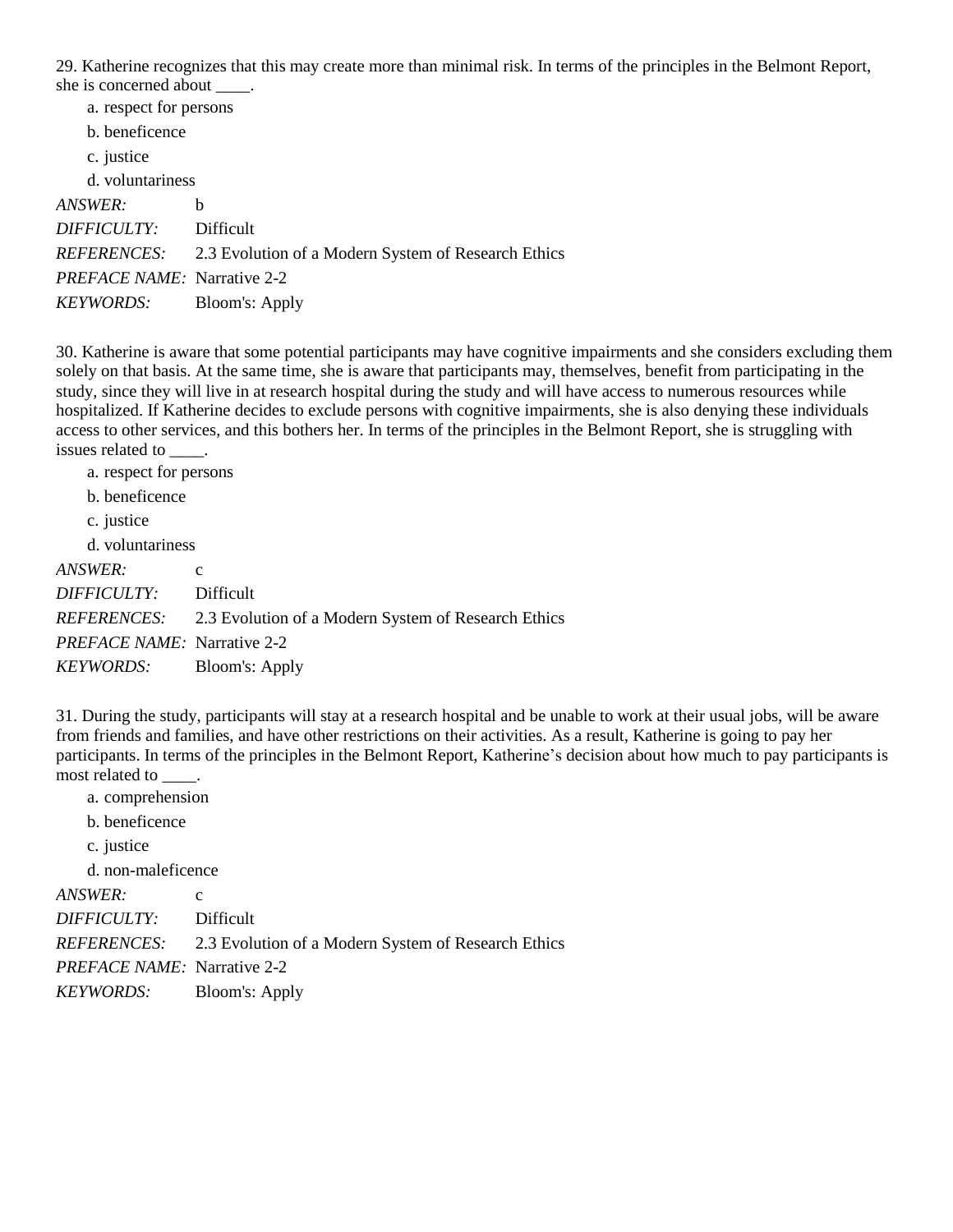29. Katherine recognizes that this may create more than minimal risk. In terms of the principles in the Belmont Report, she is concerned about ____.

a. respect for persons

b. beneficence

c. justice

d. voluntariness

*ANSWER:* b

*DIFFICULTY:* Difficult

*REFERENCES:* 2.3 Evolution of a Modern System of Research Ethics

*PREFACE NAME:* Narrative 2-2

*KEYWORDS:* Bloom's: Apply

30. Katherine is aware that some potential participants may have cognitive impairments and she considers excluding them solely on that basis. At the same time, she is aware that participants may, themselves, benefit from participating in the study, since they will live in at research hospital during the study and will have access to numerous resources while hospitalized. If Katherine decides to exclude persons with cognitive impairments, she is also denying these individuals access to other services, and this bothers her. In terms of the principles in the Belmont Report, she is struggling with issues related to ____.

a. respect for persons

b. beneficence

c. justice

d. voluntariness

*ANSWER:* c

*DIFFICULTY:* Difficult

*REFERENCES:* 2.3 Evolution of a Modern System of Research Ethics

*PREFACE NAME:* Narrative 2-2

*KEYWORDS:* Bloom's: Apply

31. During the study, participants will stay at a research hospital and be unable to work at their usual jobs, will be aware from friends and families, and have other restrictions on their activities. As a result, Katherine is going to pay her participants. In terms of the principles in the Belmont Report, Katherine's decision about how much to pay participants is most related to ____.

a. comprehension

b. beneficence

c. justice

d. non-maleficence

*ANSWER:* c

*DIFFICULTY:* Difficult

*REFERENCES:* 2.3 Evolution of a Modern System of Research Ethics

*PREFACE NAME:* Narrative 2-2

*KEYWORDS:* Bloom's: Apply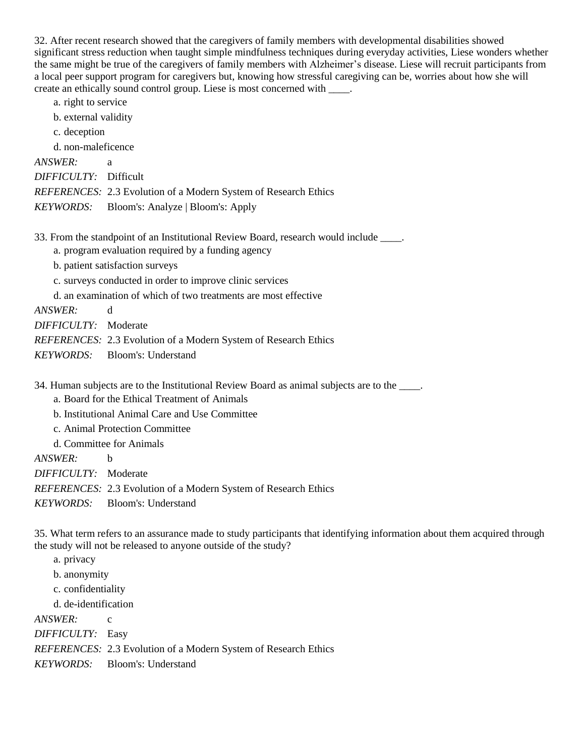32. After recent research showed that the caregivers of family members with developmental disabilities showed significant stress reduction when taught simple mindfulness techniques during everyday activities, Liese wonders whether the same might be true of the caregivers of family members with Alzheimer's disease. Liese will recruit participants from a local peer support program for caregivers but, knowing how stressful caregiving can be, worries about how she will create an ethically sound control group. Liese is most concerned with ____.

a. right to service

b. external validity

c. deception

d. non-maleficence

*ANSWER:* a

*DIFFICULTY:* Difficult

*REFERENCES:* 2.3 Evolution of a Modern System of Research Ethics

*KEYWORDS:* Bloom's: Analyze | Bloom's: Apply

33. From the standpoint of an Institutional Review Board, research would include ____.

a. program evaluation required by a funding agency

b. patient satisfaction surveys

c. surveys conducted in order to improve clinic services

d. an examination of which of two treatments are most effective

*ANSWER:* d

*DIFFICULTY:* Moderate

*REFERENCES:* 2.3 Evolution of a Modern System of Research Ethics

*KEYWORDS:* Bloom's: Understand

34. Human subjects are to the Institutional Review Board as animal subjects are to the ____.

a. Board for the Ethical Treatment of Animals

b. Institutional Animal Care and Use Committee

c. Animal Protection Committee

d. Committee for Animals

*ANSWER:* b

*DIFFICULTY:* Moderate

*REFERENCES:* 2.3 Evolution of a Modern System of Research Ethics

*KEYWORDS:* Bloom's: Understand

35. What term refers to an assurance made to study participants that identifying information about them acquired through the study will not be released to anyone outside of the study?

a. privacy

b. anonymity

c. confidentiality

d. de-identification

*ANSWER:* c

*DIFFICULTY:* Easy

*REFERENCES:* 2.3 Evolution of a Modern System of Research Ethics

*KEYWORDS:* Bloom's: Understand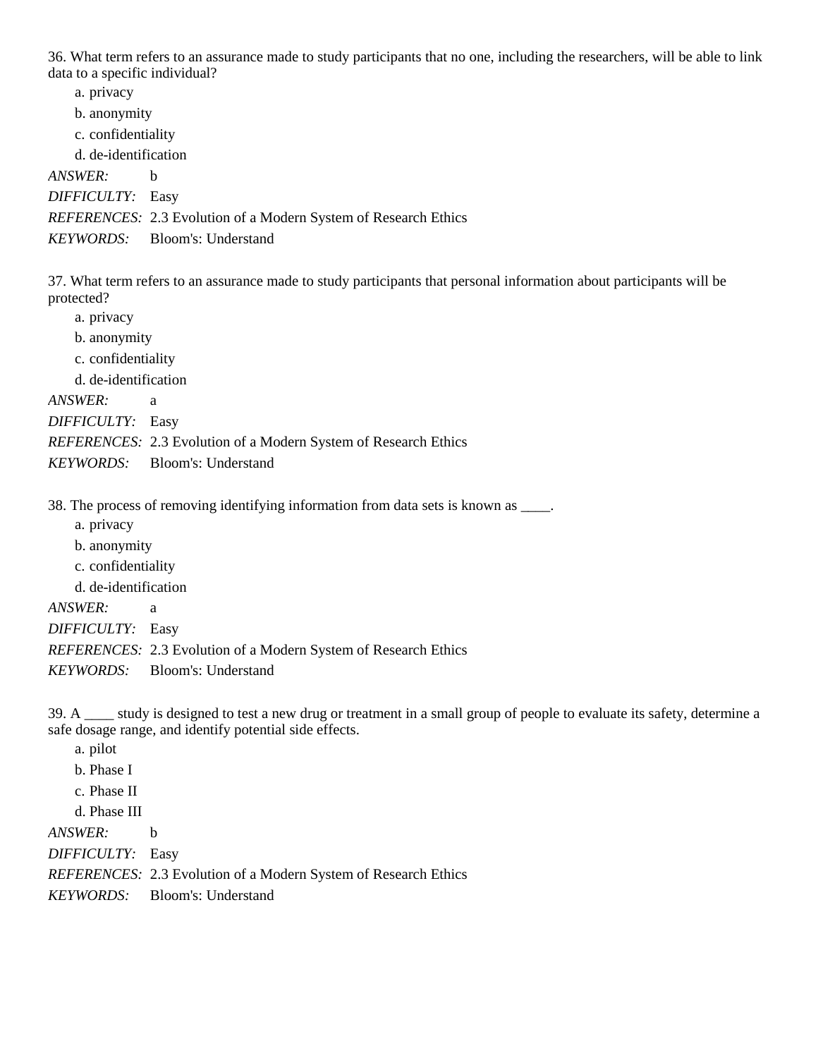36. What term refers to an assurance made to study participants that no one, including the researchers, will be able to link data to a specific individual?

   a. privacy
   b. anonymity
   c. confidentiality
   d. de-identification

*ANSWER:* b

*DIFFICULTY:* Easy

*REFERENCES:* 2.3 Evolution of a Modern System of Research Ethics

*KEYWORDS:* Bloom's: Understand

37. What term refers to an assurance made to study participants that personal information about participants will be protected?

   a. privacy
   b. anonymity
   c. confidentiality
   d. de-identification

*ANSWER:* a

*DIFFICULTY:* Easy

*REFERENCES:* 2.3 Evolution of a Modern System of Research Ethics

*KEYWORDS:* Bloom's: Understand

38. The process of removing identifying information from data sets is known as ____.

   a. privacy
   b. anonymity
   c. confidentiality
   d. de-identification

*ANSWER:* a

*DIFFICULTY:* Easy

*REFERENCES:* 2.3 Evolution of a Modern System of Research Ethics

*KEYWORDS:* Bloom's: Understand

39. A ____ study is designed to test a new drug or treatment in a small group of people to evaluate its safety, determine a safe dosage range, and identify potential side effects.

   a. pilot
   b. Phase I
   c. Phase II
   d. Phase III

*ANSWER:* b

*DIFFICULTY:* Easy

*REFERENCES:* 2.3 Evolution of a Modern System of Research Ethics

*KEYWORDS:* Bloom's: Understand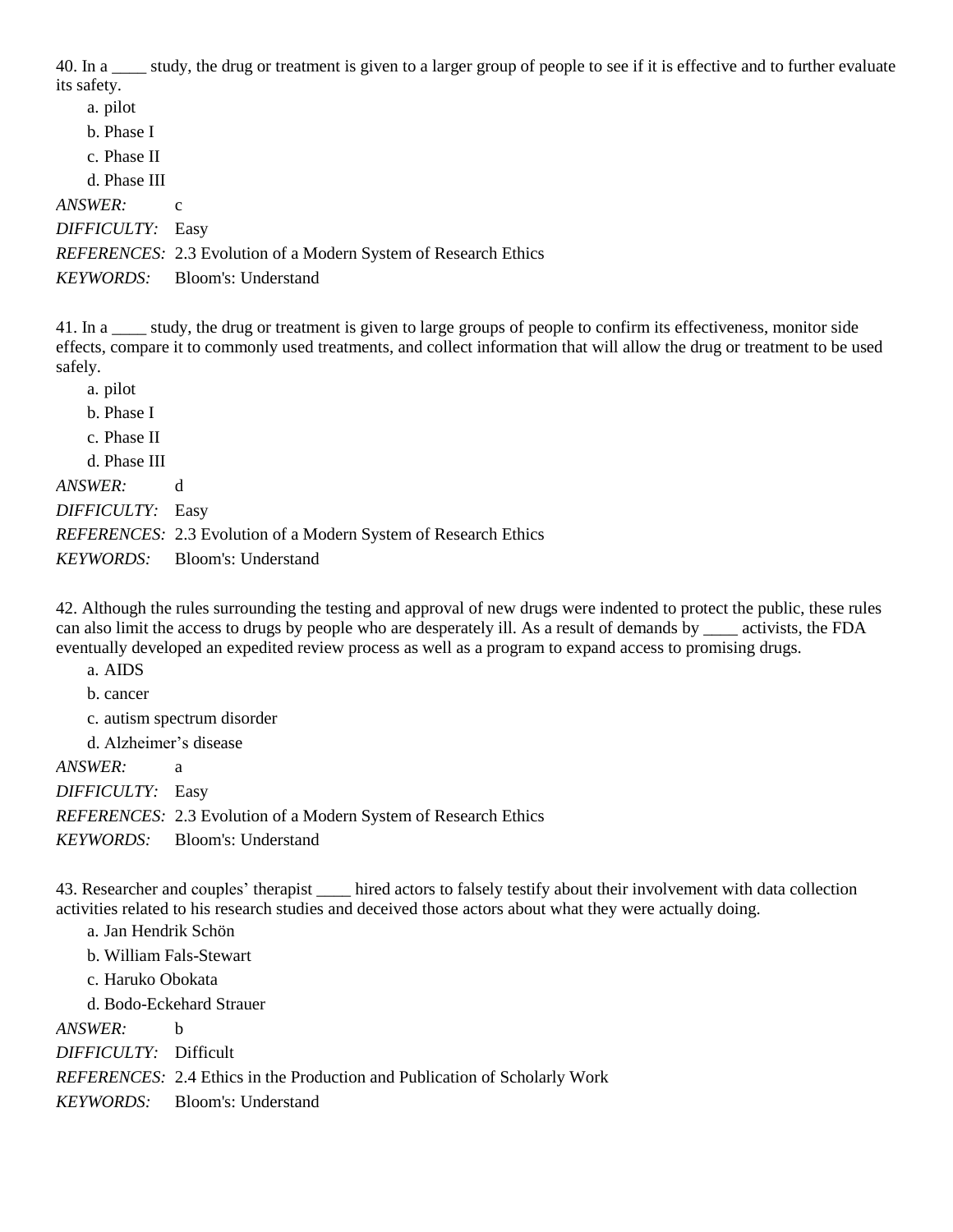40. In a ____ study, the drug or treatment is given to a larger group of people to see if it is effective and to further evaluate its safety.

a. pilot

b. Phase I

c. Phase II

d. Phase III

*ANSWER:* c

*DIFFICULTY:* Easy

*REFERENCES:* 2.3 Evolution of a Modern System of Research Ethics

*KEYWORDS:* Bloom's: Understand

41. In a ____ study, the drug or treatment is given to large groups of people to confirm its effectiveness, monitor side effects, compare it to commonly used treatments, and collect information that will allow the drug or treatment to be used safely.

a. pilot

b. Phase I

c. Phase II

d. Phase III

*ANSWER:* d

*DIFFICULTY:* Easy

*REFERENCES:* 2.3 Evolution of a Modern System of Research Ethics

*KEYWORDS:* Bloom's: Understand

42. Although the rules surrounding the testing and approval of new drugs were indented to protect the public, these rules can also limit the access to drugs by people who are desperately ill. As a result of demands by ____ activists, the FDA eventually developed an expedited review process as well as a program to expand access to promising drugs.

a. AIDS

b. cancer

c. autism spectrum disorder

d. Alzheimer's disease

*ANSWER:* a

*DIFFICULTY:* Easy

*REFERENCES:* 2.3 Evolution of a Modern System of Research Ethics

*KEYWORDS:* Bloom's: Understand

43. Researcher and couples' therapist ____ hired actors to falsely testify about their involvement with data collection activities related to his research studies and deceived those actors about what they were actually doing.

a. Jan Hendrik Schön

b. William Fals-Stewart

c. Haruko Obokata

d. Bodo-Eckehard Strauer

*ANSWER:* b

*DIFFICULTY:* Difficult

*REFERENCES:* 2.4 Ethics in the Production and Publication of Scholarly Work

*KEYWORDS:* Bloom's: Understand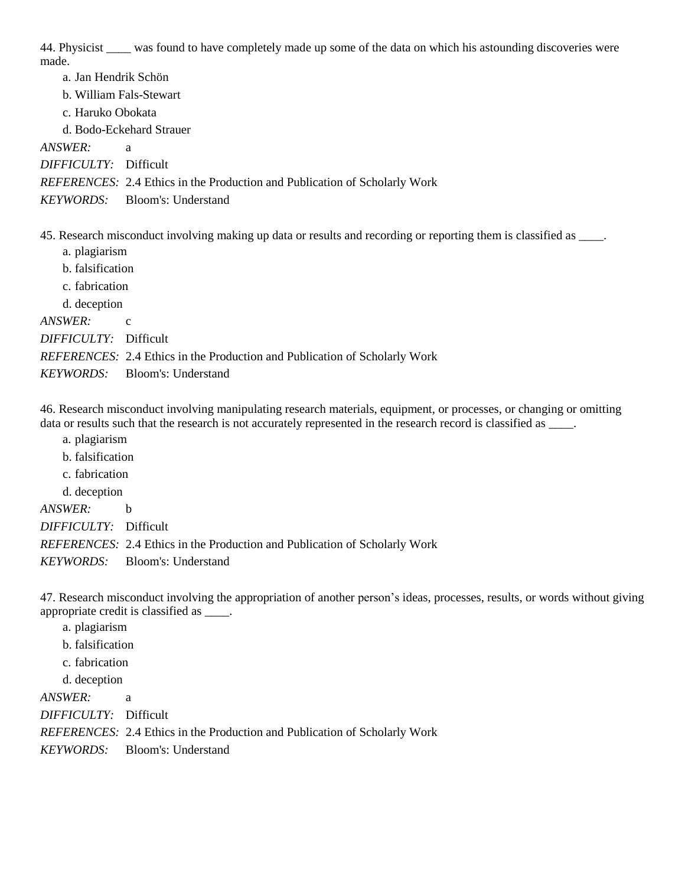44. Physicist ____ was found to have completely made up some of the data on which his astounding discoveries were made.

a. Jan Hendrik Schön

b. William Fals-Stewart

c. Haruko Obokata

d. Bodo-Eckehard Strauer

*ANSWER:* a

*DIFFICULTY:* Difficult

*REFERENCES:* 2.4 Ethics in the Production and Publication of Scholarly Work

*KEYWORDS:* Bloom's: Understand

45. Research misconduct involving making up data or results and recording or reporting them is classified as ____.

a. plagiarism

b. falsification

c. fabrication

d. deception

*ANSWER:* c

*DIFFICULTY:* Difficult

*REFERENCES:* 2.4 Ethics in the Production and Publication of Scholarly Work

*KEYWORDS:* Bloom's: Understand

46. Research misconduct involving manipulating research materials, equipment, or processes, or changing or omitting data or results such that the research is not accurately represented in the research record is classified as ____.

a. plagiarism

b. falsification

c. fabrication

d. deception

*ANSWER:* b

*DIFFICULTY:* Difficult

*REFERENCES:* 2.4 Ethics in the Production and Publication of Scholarly Work

*KEYWORDS:* Bloom's: Understand

47. Research misconduct involving the appropriation of another person's ideas, processes, results, or words without giving appropriate credit is classified as ____.

a. plagiarism

b. falsification

c. fabrication

d. deception

*ANSWER:* a

*DIFFICULTY:* Difficult

*REFERENCES:* 2.4 Ethics in the Production and Publication of Scholarly Work

*KEYWORDS:* Bloom's: Understand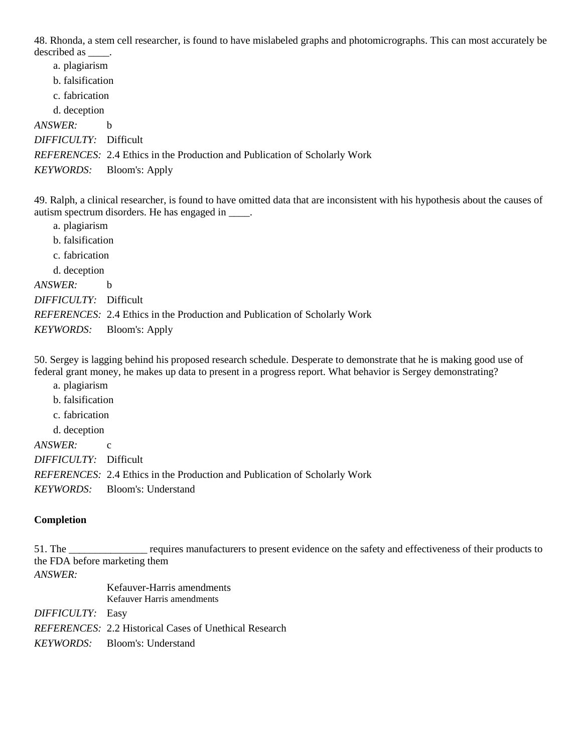48. Rhonda, a stem cell researcher, is found to have mislabeled graphs and photomicrographs. This can most accurately be described as ____.

a. plagiarism

b. falsification

c. fabrication

d. deception

*ANSWER:* b

*DIFFICULTY:* Difficult

*REFERENCES:* 2.4 Ethics in the Production and Publication of Scholarly Work

*KEYWORDS:* Bloom's: Apply

49. Ralph, a clinical researcher, is found to have omitted data that are inconsistent with his hypothesis about the causes of autism spectrum disorders. He has engaged in ____.

a. plagiarism

b. falsification

c. fabrication

d. deception

*ANSWER:* b

*DIFFICULTY:* Difficult

*REFERENCES:* 2.4 Ethics in the Production and Publication of Scholarly Work

*KEYWORDS:* Bloom's: Apply

50. Sergey is lagging behind his proposed research schedule. Desperate to demonstrate that he is making good use of federal grant money, he makes up data to present in a progress report. What behavior is Sergey demonstrating?

a. plagiarism

b. falsification

c. fabrication

d. deception

*ANSWER:* c

*DIFFICULTY:* Difficult

*REFERENCES:* 2.4 Ethics in the Production and Publication of Scholarly Work

*KEYWORDS:* Bloom's: Understand

**Completion**

51. The _______________ requires manufacturers to present evidence on the safety and effectiveness of their products to the FDA before marketing them

*ANSWER:*

Kefauver-Harris amendments

Kefauver Harris amendments

*DIFFICULTY:* Easy

*REFERENCES:* 2.2 Historical Cases of Unethical Research

*KEYWORDS:* Bloom's: Understand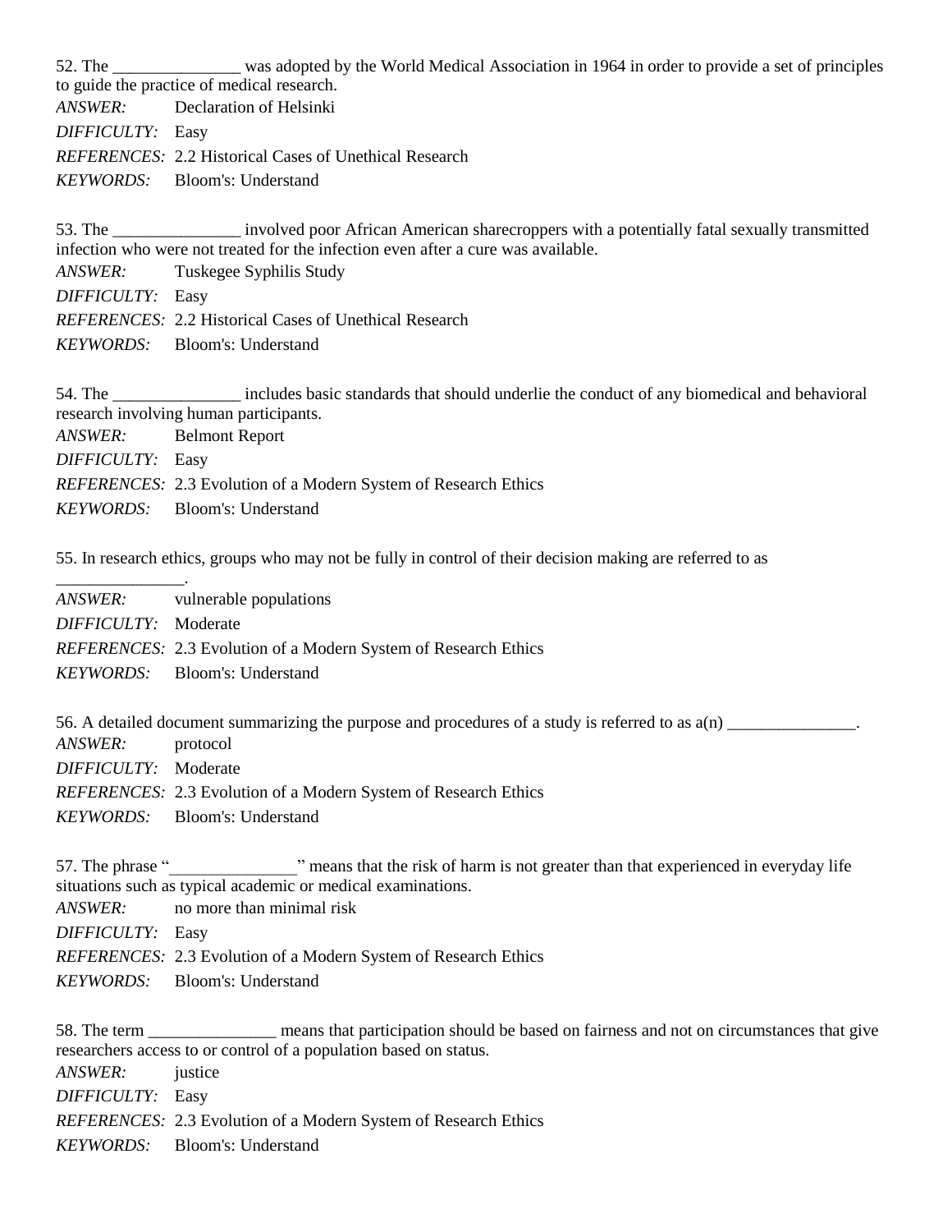52. The _______________ was adopted by the World Medical Association in 1964 in order to provide a set of principles to guide the practice of medical research.

*ANSWER:* Declaration of Helsinki

*DIFFICULTY:* Easy

*REFERENCES:* 2.2 Historical Cases of Unethical Research

*KEYWORDS:* Bloom's: Understand

53. The _______________ involved poor African American sharecroppers with a potentially fatal sexually transmitted infection who were not treated for the infection even after a cure was available.

*ANSWER:* Tuskegee Syphilis Study

*DIFFICULTY:* Easy

*REFERENCES:* 2.2 Historical Cases of Unethical Research

*KEYWORDS:* Bloom's: Understand

54. The _______________ includes basic standards that should underlie the conduct of any biomedical and behavioral research involving human participants.

*ANSWER:* Belmont Report

*DIFFICULTY:* Easy

*REFERENCES:* 2.3 Evolution of a Modern System of Research Ethics

*KEYWORDS:* Bloom's: Understand

55. In research ethics, groups who may not be fully in control of their decision making are referred to as _______________.

*ANSWER:* vulnerable populations

*DIFFICULTY:* Moderate

*REFERENCES:* 2.3 Evolution of a Modern System of Research Ethics

*KEYWORDS:* Bloom's: Understand

56. A detailed document summarizing the purpose and procedures of a study is referred to as a(n) _______________.

*ANSWER:* protocol

*DIFFICULTY:* Moderate

*REFERENCES:* 2.3 Evolution of a Modern System of Research Ethics

*KEYWORDS:* Bloom's: Understand

57. The phrase "_______________" means that the risk of harm is not greater than that experienced in everyday life situations such as typical academic or medical examinations.

*ANSWER:* no more than minimal risk

*DIFFICULTY:* Easy

*REFERENCES:* 2.3 Evolution of a Modern System of Research Ethics

*KEYWORDS:* Bloom's: Understand

58. The term _______________ means that participation should be based on fairness and not on circumstances that give researchers access to or control of a population based on status.

*ANSWER:* justice

*DIFFICULTY:* Easy

*REFERENCES:* 2.3 Evolution of a Modern System of Research Ethics

*KEYWORDS:* Bloom's: Understand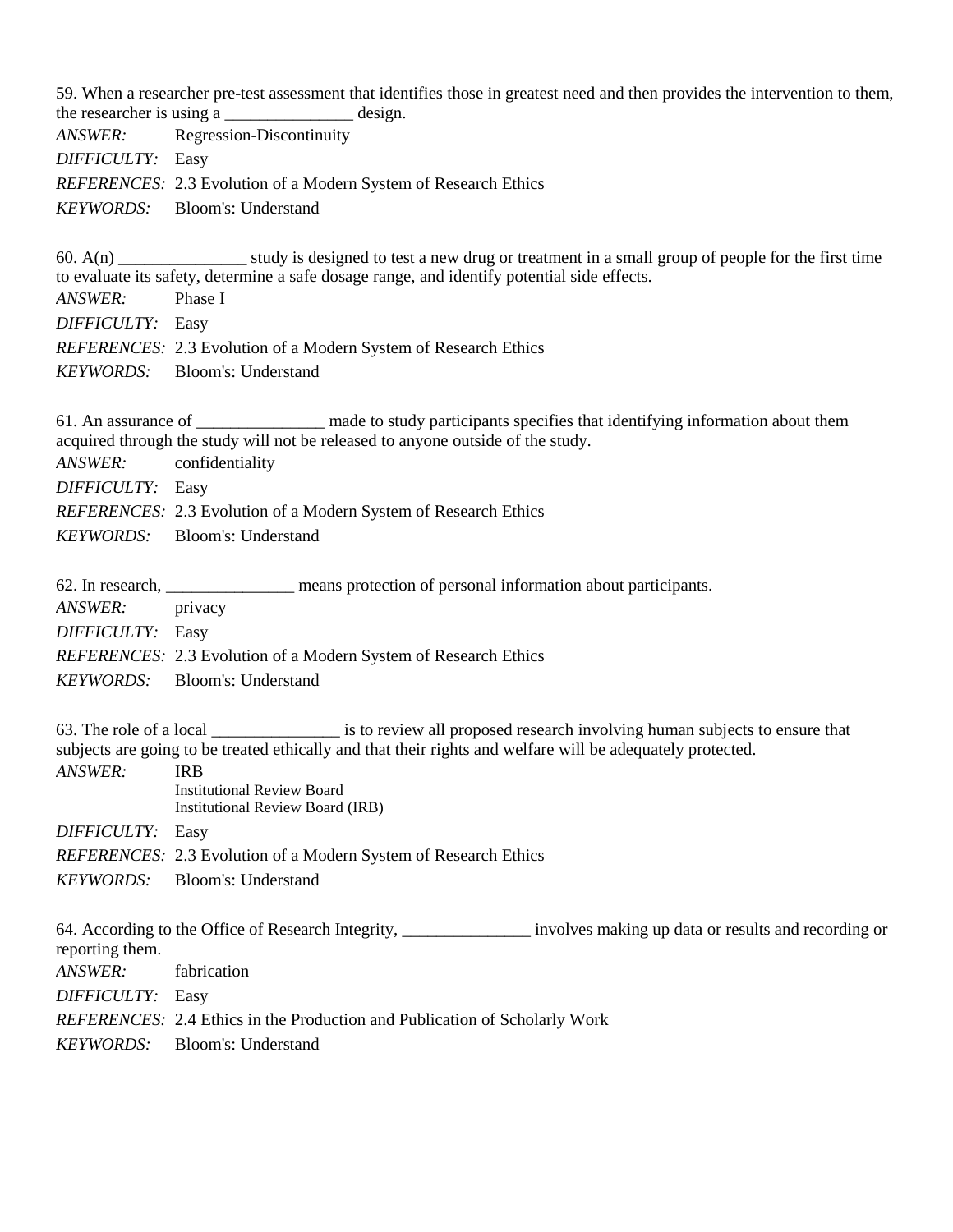59. When a researcher pre-test assessment that identifies those in greatest need and then provides the intervention to them, the researcher is using a _______________ design.

*ANSWER:* Regression-Discontinuity

*DIFFICULTY:* Easy

*REFERENCES:* 2.3 Evolution of a Modern System of Research Ethics

*KEYWORDS:* Bloom's: Understand

60. A(n) _______________ study is designed to test a new drug or treatment in a small group of people for the first time to evaluate its safety, determine a safe dosage range, and identify potential side effects.

*ANSWER:* Phase I

*DIFFICULTY:* Easy

*REFERENCES:* 2.3 Evolution of a Modern System of Research Ethics

*KEYWORDS:* Bloom's: Understand

61. An assurance of _______________ made to study participants specifies that identifying information about them acquired through the study will not be released to anyone outside of the study.

*ANSWER:* confidentiality

*DIFFICULTY:* Easy

*REFERENCES:* 2.3 Evolution of a Modern System of Research Ethics

*KEYWORDS:* Bloom's: Understand

62. In research, _______________ means protection of personal information about participants.

*ANSWER:* privacy

*DIFFICULTY:* Easy

*REFERENCES:* 2.3 Evolution of a Modern System of Research Ethics

*KEYWORDS:* Bloom's: Understand

63. The role of a local _______________ is to review all proposed research involving human subjects to ensure that subjects are going to be treated ethically and that their rights and welfare will be adequately protected.

*ANSWER:* IRB
Institutional Review Board
Institutional Review Board (IRB)

*DIFFICULTY:* Easy

*REFERENCES:* 2.3 Evolution of a Modern System of Research Ethics

*KEYWORDS:* Bloom's: Understand

64. According to the Office of Research Integrity, _______________ involves making up data or results and recording or reporting them.

*ANSWER:* fabrication

*DIFFICULTY:* Easy

*REFERENCES:* 2.4 Ethics in the Production and Publication of Scholarly Work

*KEYWORDS:* Bloom's: Understand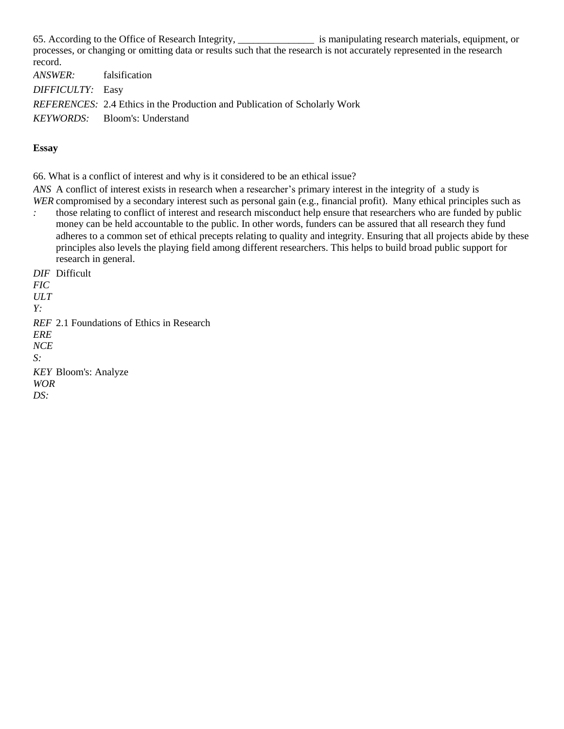65. According to the Office of Research Integrity, _______________ is manipulating research materials, equipment, or processes, or changing or omitting data or results such that the research is not accurately represented in the research record.

*ANSWER:* falsification

*DIFFICULTY:* Easy

*REFERENCES:* 2.4 Ethics in the Production and Publication of Scholarly Work

*KEYWORDS:* Bloom's: Understand

**Essay**

66. What is a conflict of interest and why is it considered to be an ethical issue?

*ANSWER:* A conflict of interest exists in research when a researcher's primary interest in the integrity of a study is compromised by a secondary interest such as personal gain (e.g., financial profit). Many ethical principles such as those relating to conflict of interest and research misconduct help ensure that researchers who are funded by public money can be held accountable to the public. In other words, funders can be assured that all research they fund adheres to a common set of ethical precepts relating to quality and integrity. Ensuring that all projects abide by these principles also levels the playing field among different researchers. This helps to build broad public support for research in general.

*DIFFICULTY:* Difficult

*REFERENCES:* 2.1 Foundations of Ethics in Research

*KEYWORDS:* Bloom's: Analyze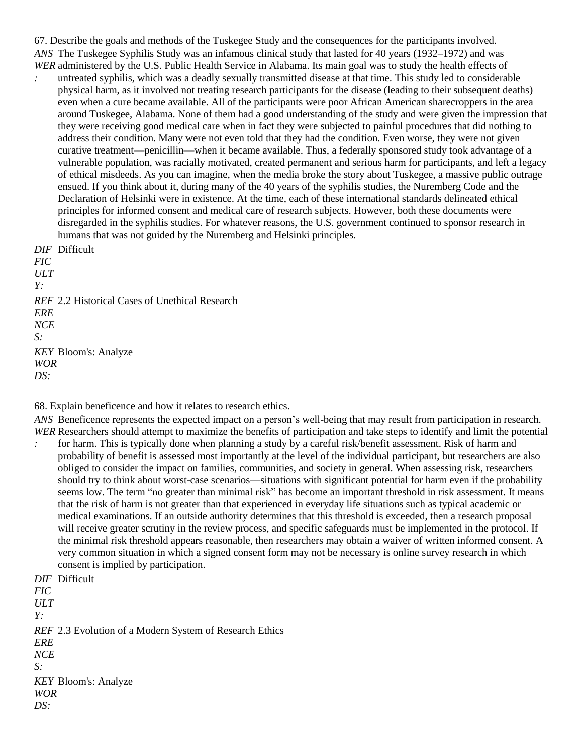67. Describe the goals and methods of the Tuskegee Study and the consequences for the participants involved.

ANSWER: The Tuskegee Syphilis Study was an infamous clinical study that lasted for 40 years (1932–1972) and was administered by the U.S. Public Health Service in Alabama. Its main goal was to study the health effects of untreated syphilis, which was a deadly sexually transmitted disease at that time. This study led to considerable physical harm, as it involved not treating research participants for the disease (leading to their subsequent deaths) even when a cure became available. All of the participants were poor African American sharecroppers in the area around Tuskegee, Alabama. None of them had a good understanding of the study and were given the impression that they were receiving good medical care when in fact they were subjected to painful procedures that did nothing to address their condition. Many were not even told that they had the condition. Even worse, they were not given curative treatment—penicillin—when it became available. Thus, a federally sponsored study took advantage of a vulnerable population, was racially motivated, created permanent and serious harm for participants, and left a legacy of ethical misdeeds. As you can imagine, when the media broke the story about Tuskegee, a massive public outrage ensued. If you think about it, during many of the 40 years of the syphilis studies, the Nuremberg Code and the Declaration of Helsinki were in existence. At the time, each of these international standards delineated ethical principles for informed consent and medical care of research subjects. However, both these documents were disregarded in the syphilis studies. For whatever reasons, the U.S. government continued to sponsor research in humans that was not guided by the Nuremberg and Helsinki principles.

DIFFICULTY: Difficult

REFERENCES: 2.2 Historical Cases of Unethical Research

KEYWORDS: Bloom's: Analyze

68. Explain beneficence and how it relates to research ethics.

ANSWER: Beneficence represents the expected impact on a person's well-being that may result from participation in research. Researchers should attempt to maximize the benefits of participation and take steps to identify and limit the potential for harm. This is typically done when planning a study by a careful risk/benefit assessment. Risk of harm and probability of benefit is assessed most importantly at the level of the individual participant, but researchers are also obliged to consider the impact on families, communities, and society in general. When assessing risk, researchers should try to think about worst-case scenarios—situations with significant potential for harm even if the probability seems low. The term "no greater than minimal risk" has become an important threshold in risk assessment. It means that the risk of harm is not greater than that experienced in everyday life situations such as typical academic or medical examinations. If an outside authority determines that this threshold is exceeded, then a research proposal will receive greater scrutiny in the review process, and specific safeguards must be implemented in the protocol. If the minimal risk threshold appears reasonable, then researchers may obtain a waiver of written informed consent. A very common situation in which a signed consent form may not be necessary is online survey research in which consent is implied by participation.

DIFFICULTY: Difficult

REFERENCES: 2.3 Evolution of a Modern System of Research Ethics

KEYWORDS: Bloom's: Analyze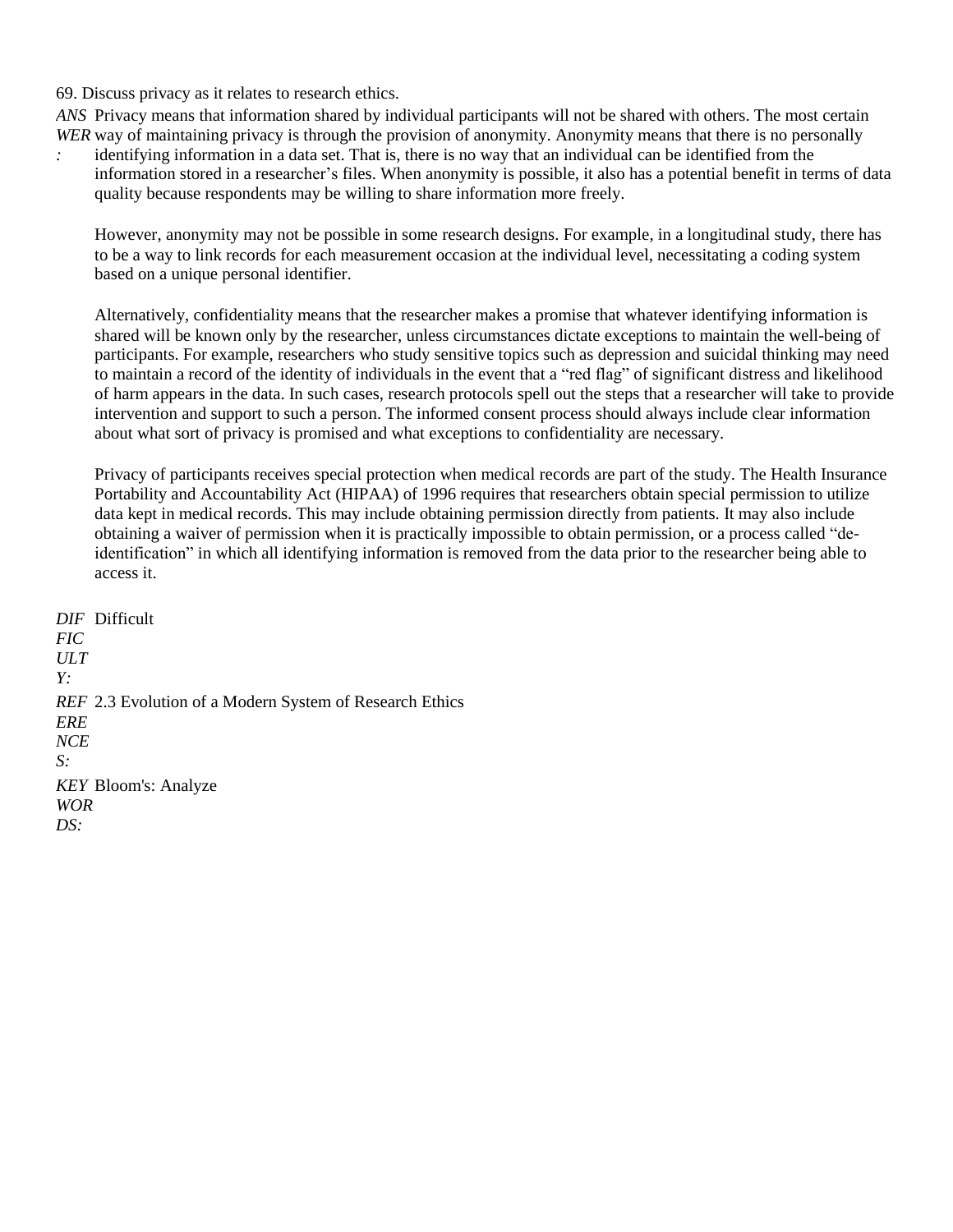69. Discuss privacy as it relates to research ethics.

*ANSWER:* Privacy means that information shared by individual participants will not be shared with others. The most certain way of maintaining privacy is through the provision of anonymity. Anonymity means that there is no personally identifying information in a data set. That is, there is no way that an individual can be identified from the information stored in a researcher's files. When anonymity is possible, it also has a potential benefit in terms of data quality because respondents may be willing to share information more freely.

However, anonymity may not be possible in some research designs. For example, in a longitudinal study, there has to be a way to link records for each measurement occasion at the individual level, necessitating a coding system based on a unique personal identifier.

Alternatively, confidentiality means that the researcher makes a promise that whatever identifying information is shared will be known only by the researcher, unless circumstances dictate exceptions to maintain the well-being of participants. For example, researchers who study sensitive topics such as depression and suicidal thinking may need to maintain a record of the identity of individuals in the event that a "red flag" of significant distress and likelihood of harm appears in the data. In such cases, research protocols spell out the steps that a researcher will take to provide intervention and support to such a person. The informed consent process should always include clear information about what sort of privacy is promised and what exceptions to confidentiality are necessary.

Privacy of participants receives special protection when medical records are part of the study. The Health Insurance Portability and Accountability Act (HIPAA) of 1996 requires that researchers obtain special permission to utilize data kept in medical records. This may include obtaining permission directly from patients. It may also include obtaining a waiver of permission when it is practically impossible to obtain permission, or a process called "de-identification" in which all identifying information is removed from the data prior to the researcher being able to access it.

*DIFFICULTY:* Difficult

*REFERENCES:* 2.3 Evolution of a Modern System of Research Ethics

*KEYWORDS:* Bloom's: Analyze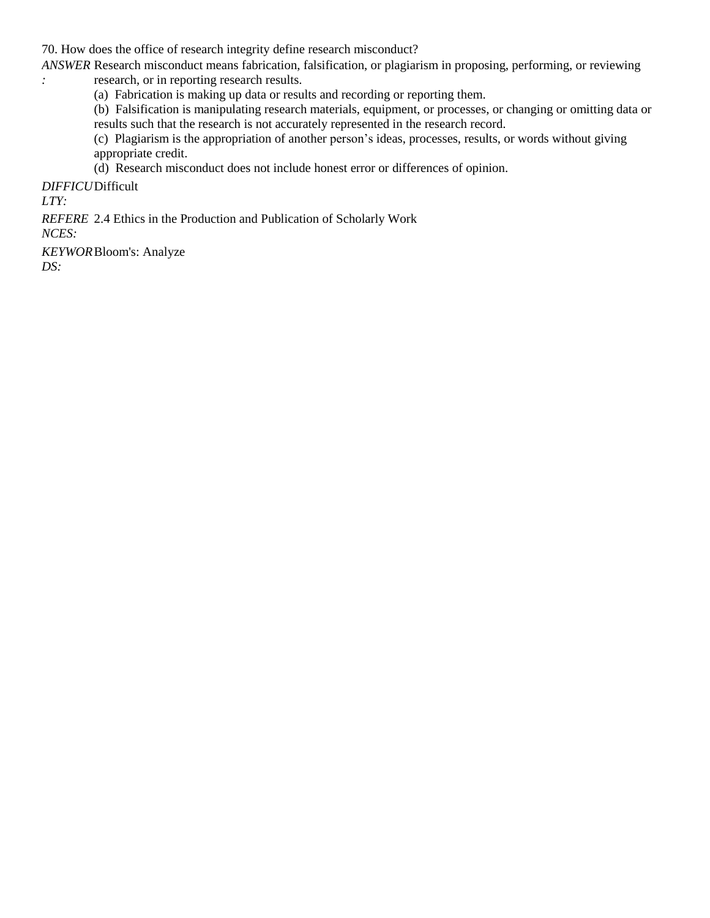70. How does the office of research integrity define research misconduct?

*ANSWER:* Research misconduct means fabrication, falsification, or plagiarism in proposing, performing, or reviewing research, or in reporting research results.

(a) Fabrication is making up data or results and recording or reporting them.

(b) Falsification is manipulating research materials, equipment, or processes, or changing or omitting data or results such that the research is not accurately represented in the research record.

(c) Plagiarism is the appropriation of another person's ideas, processes, results, or words without giving appropriate credit.

(d) Research misconduct does not include honest error or differences of opinion.

*DIFFICULTY:* Difficult

*REFERENCES:* 2.4 Ethics in the Production and Publication of Scholarly Work

*KEYWORDS:* Bloom's: Analyze